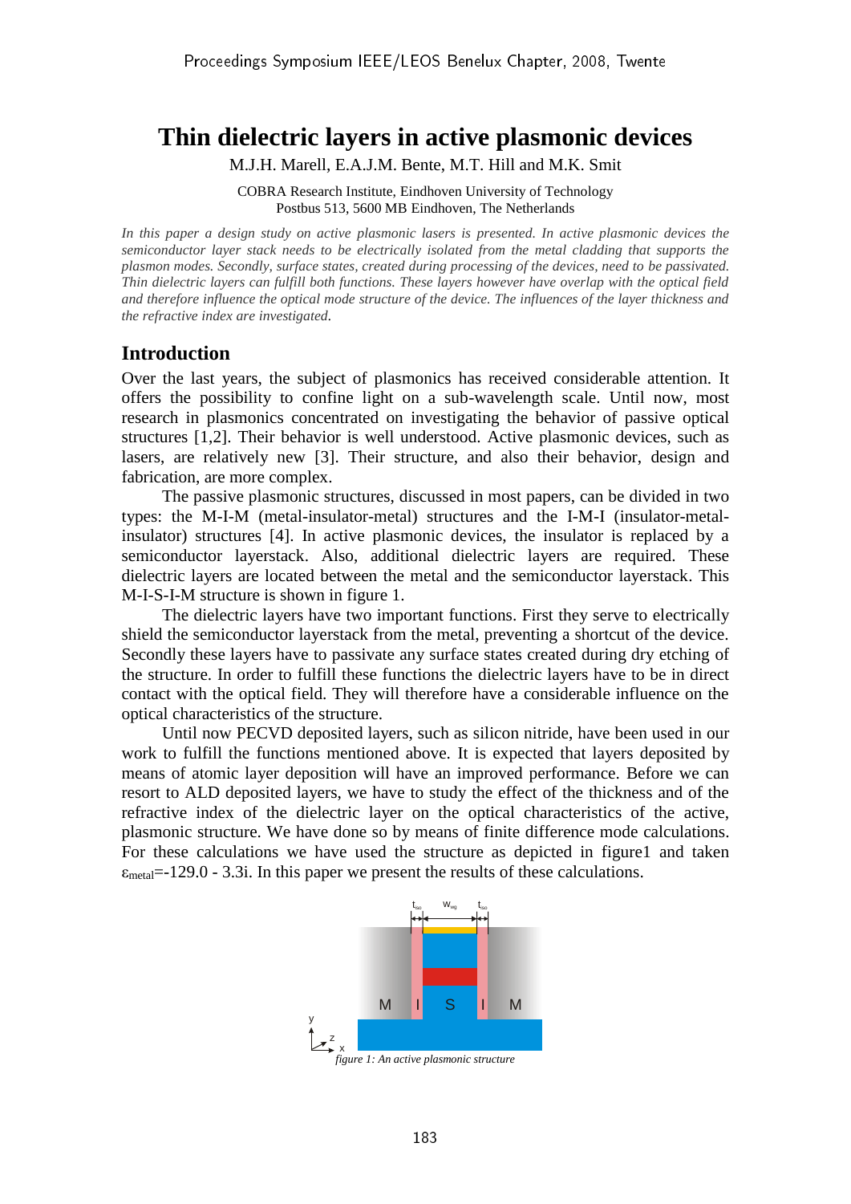# Thin dielectric layers in active plasmonic devices

M.J.H. Marell, E.A.J.M. Bente, M.T. Hill and M.K. Smit

COBRA Research Institute, Eindhoven University of Technology
Postbus 513, 5600 MB Eindhoven, The Netherlands

*In this paper a design study on active plasmonic lasers is presented. In active plasmonic devices the semiconductor layer stack needs to be electrically isolated from the metal cladding that supports the plasmon modes. Secondly, surface states, created during processing of the devices, need to be passivated. Thin dielectric layers can fulfill both functions. These layers however have overlap with the optical field and therefore influence the optical mode structure of the device. The influences of the layer thickness and the refractive index are investigated.*

## Introduction

Over the last years, the subject of plasmonics has received considerable attention. It offers the possibility to confine light on a sub-wavelength scale. Until now, most research in plasmonics concentrated on investigating the behavior of passive optical structures [1,2]. Their behavior is well understood. Active plasmonic devices, such as lasers, are relatively new [3]. Their structure, and also their behavior, design and fabrication, are more complex.

The passive plasmonic structures, discussed in most papers, can be divided in two types: the M-I-M (metal-insulator-metal) structures and the I-M-I (insulator-metal-insulator) structures [4]. In active plasmonic devices, the insulator is replaced by a semiconductor layerstack. Also, additional dielectric layers are required. These dielectric layers are located between the metal and the semiconductor layerstack. This M-I-S-I-M structure is shown in figure 1.

The dielectric layers have two important functions. First they serve to electrically shield the semiconductor layerstack from the metal, preventing a shortcut of the device. Secondly these layers have to passivate any surface states created during dry etching of the structure. In order to fulfill these functions the dielectric layers have to be in direct contact with the optical field. They will therefore have a considerable influence on the optical characteristics of the structure.

Until now PECVD deposited layers, such as silicon nitride, have been used in our work to fulfill the functions mentioned above. It is expected that layers deposited by means of atomic layer deposition will have an improved performance. Before we can resort to ALD deposited layers, we have to study the effect of the thickness and of the refractive index of the dielectric layer on the optical characteristics of the active, plasmonic structure. We have done so by means of finite difference mode calculations. For these calculations we have used the structure as depicted in figure1 and taken $\varepsilon_{metal}$=-129.0 - 3.3i. In this paper we present the results of these calculations.

*figure 1: An active plasmonic structure*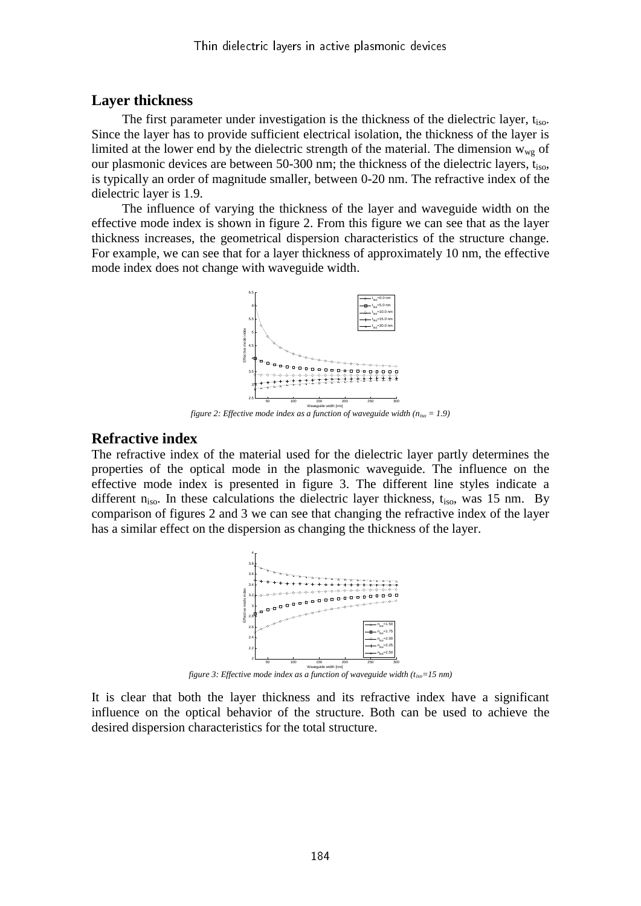## Layer thickness

The first parameter under investigation is the thickness of the dielectric layer, $t_{iso}$. Since the layer has to provide sufficient electrical isolation, the thickness of the layer is limited at the lower end by the dielectric strength of the material. The dimension $w_{wg}$ of our plasmonic devices are between 50-300 nm; the thickness of the dielectric layers, $t_{iso}$, is typically an order of magnitude smaller, between 0-20 nm. The refractive index of the dielectric layer is 1.9.

The influence of varying the thickness of the layer and waveguide width on the effective mode index is shown in figure 2. From this figure we can see that as the layer thickness increases, the geometrical dispersion characteristics of the structure change. For example, we can see that for a layer thickness of approximately 10 nm, the effective mode index does not change with waveguide width.

*figure 2: Effective mode index as a function of waveguide width ($n_{iso}$ = 1.9)*

## Refractive index

The refractive index of the material used for the dielectric layer partly determines the properties of the optical mode in the plasmonic waveguide. The influence on the effective mode index is presented in figure 3. The different line styles indicate a different $n_{iso}$. In these calculations the dielectric layer thickness, $t_{iso}$, was 15 nm. By comparison of figures 2 and 3 we can see that changing the refractive index of the layer has a similar effect on the dispersion as changing the thickness of the layer.

*figure 3: Effective mode index as a function of waveguide width ($t_{iso}$=15 nm)*

It is clear that both the layer thickness and its refractive index have a significant influence on the optical behavior of the structure. Both can be used to achieve the desired dispersion characteristics for the total structure.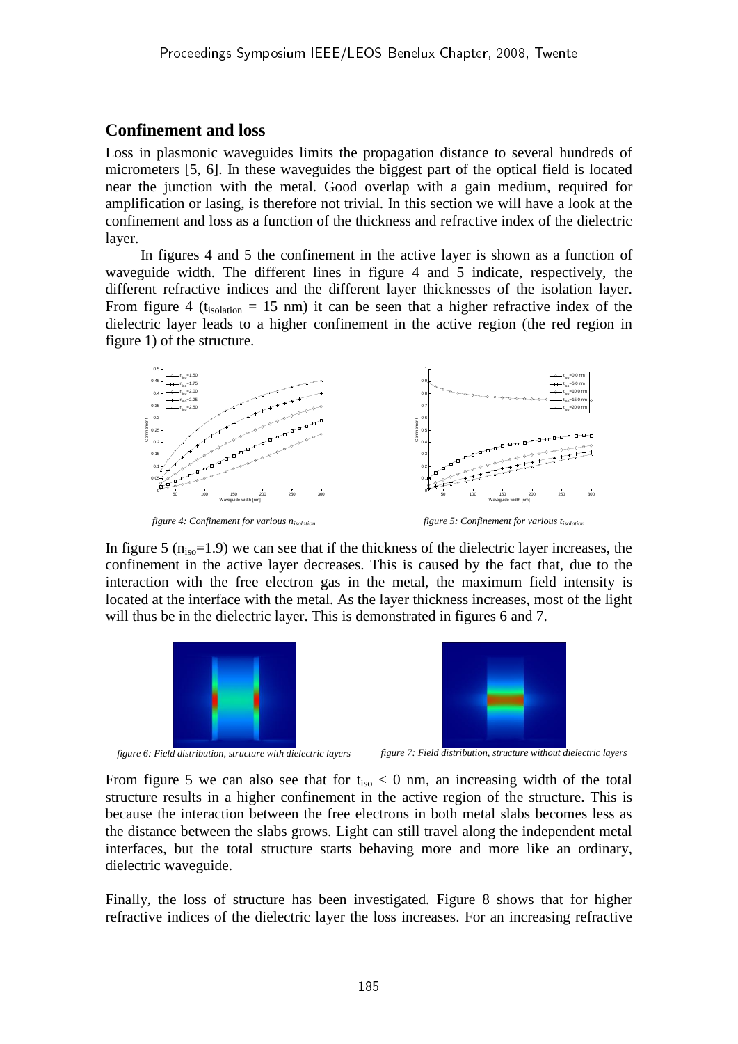## Confinement and loss

Loss in plasmonic waveguides limits the propagation distance to several hundreds of micrometers [5, 6]. In these waveguides the biggest part of the optical field is located near the junction with the metal. Good overlap with a gain medium, required for amplification or lasing, is therefore not trivial. In this section we will have a look at the confinement and loss as a function of the thickness and refractive index of the dielectric layer.

In figures 4 and 5 the confinement in the active layer is shown as a function of waveguide width. The different lines in figure 4 and 5 indicate, respectively, the different refractive indices and the different layer thicknesses of the isolation layer. From figure 4 ($t_{isolation}$ = 15 nm) it can be seen that a higher refractive index of the dielectric layer leads to a higher confinement in the active region (the red region in figure 1) of the structure.

*figure 4: Confinement for various $n_{isolation}$*

*figure 5: Confinement for various $t_{isolation}$*

In figure 5 ($n_{iso}$=1.9) we can see that if the thickness of the dielectric layer increases, the confinement in the active layer decreases. This is caused by the fact that, due to the interaction with the free electron gas in the metal, the maximum field intensity is located at the interface with the metal. As the layer thickness increases, most of the light will thus be in the dielectric layer. This is demonstrated in figures 6 and 7.

*figure 6: Field distribution, structure with dielectric layers*

*figure 7: Field distribution, structure without dielectric layers*

From figure 5 we can also see that for $t_{iso}$ < 0 nm, an increasing width of the total structure results in a higher confinement in the active region of the structure. This is because the interaction between the free electrons in both metal slabs becomes less as the distance between the slabs grows. Light can still travel along the independent metal interfaces, but the total structure starts behaving more and more like an ordinary, dielectric waveguide.

Finally, the loss of structure has been investigated. Figure 8 shows that for higher refractive indices of the dielectric layer the loss increases. For an increasing refractive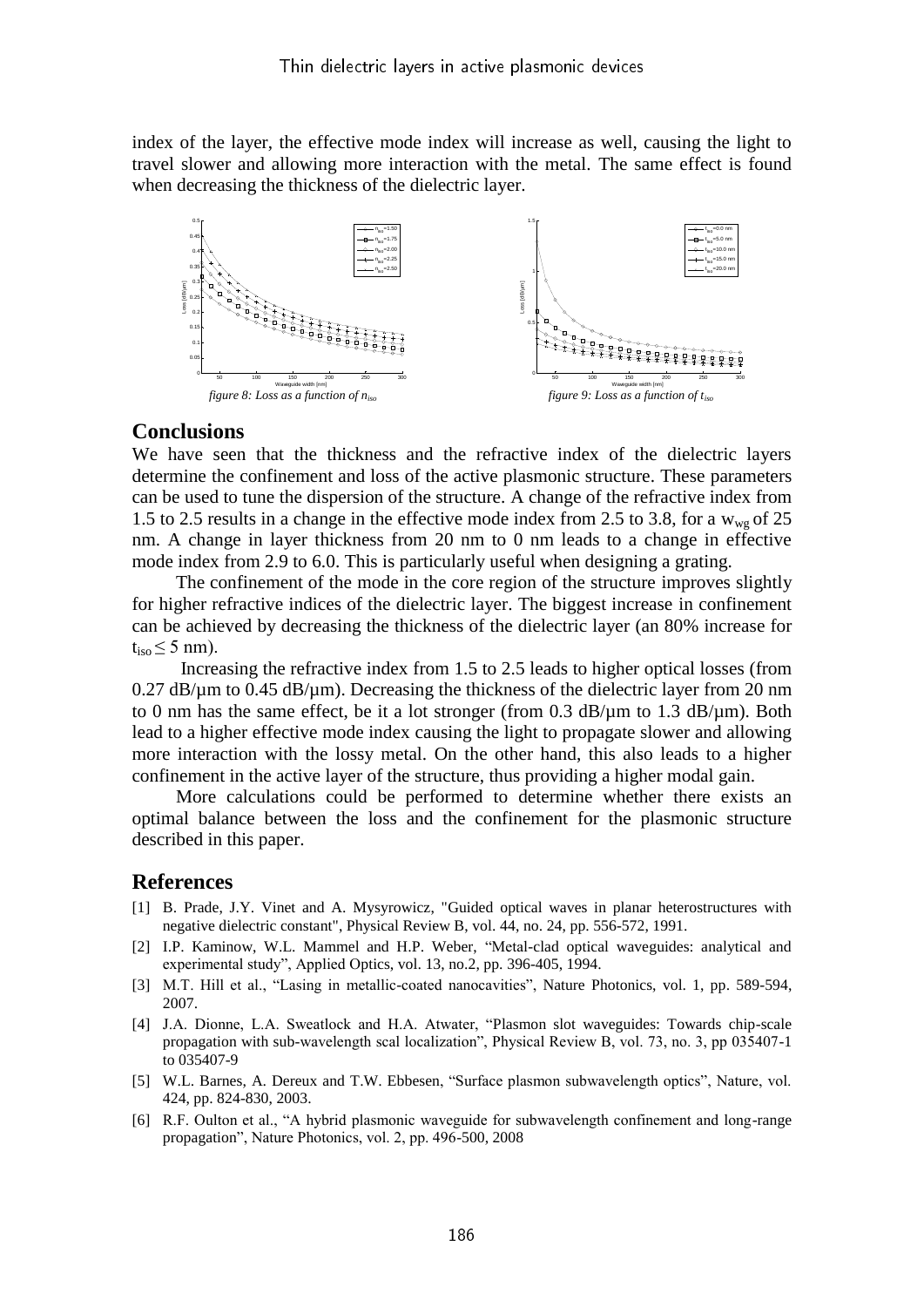index of the layer, the effective mode index will increase as well, causing the light to travel slower and allowing more interaction with the metal. The same effect is found when decreasing the thickness of the dielectric layer.

0.5
0.45
0.4
0.35
0.3
0.25
0.2
0.15
0.1
0.05
0

Loss [dB/μm]

50 100 150 200 250 300

Waveguide width [nm]

$n_{iso}$=1.50
$n_{iso}$=1.75
$n_{iso}$=2.00
$n_{iso}$=2.25
$n_{iso}$=2.50

*figure 8: Loss as a function of $n_{iso}$*

1.5
1
0.5
0

Loss [dB/μm]

50 100 150 200 250 300

Waveguide width [nm]

$t_{iso}$=0.0 nm
$t_{iso}$=5.0 nm
$t_{iso}$=10.0 nm
$t_{iso}$=15.0 nm
$t_{iso}$=20.0 nm

*figure 9: Loss as a function of $t_{iso}$*

## Conclusions

We have seen that the thickness and the refractive index of the dielectric layers determine the confinement and loss of the active plasmonic structure. These parameters can be used to tune the dispersion of the structure. A change of the refractive index from 1.5 to 2.5 results in a change in the effective mode index from 2.5 to 3.8, for a $w_{wg}$ of 25 nm. A change in layer thickness from 20 nm to 0 nm leads to a change in effective mode index from 2.9 to 6.0. This is particularly useful when designing a grating.

The confinement of the mode in the core region of the structure improves slightly for higher refractive indices of the dielectric layer. The biggest increase in confinement can be achieved by decreasing the thickness of the dielectric layer (an 80% increase for $t_{iso} \leq 5$ nm).

Increasing the refractive index from 1.5 to 2.5 leads to higher optical losses (from 0.27 dB/µm to 0.45 dB/µm). Decreasing the thickness of the dielectric layer from 20 nm to 0 nm has the same effect, be it a lot stronger (from 0.3 dB/µm to 1.3 dB/µm). Both lead to a higher effective mode index causing the light to propagate slower and allowing more interaction with the lossy metal. On the other hand, this also leads to a higher confinement in the active layer of the structure, thus providing a higher modal gain.

More calculations could be performed to determine whether there exists an optimal balance between the loss and the confinement for the plasmonic structure described in this paper.

## References

[1] B. Prade, J.Y. Vinet and A. Mysyrowicz, "Guided optical waves in planar heterostructures with negative dielectric constant", Physical Review B, vol. 44, no. 24, pp. 556-572, 1991.

[2] I.P. Kaminow, W.L. Mammel and H.P. Weber, "Metal-clad optical waveguides: analytical and experimental study", Applied Optics, vol. 13, no.2, pp. 396-405, 1994.

[3] M.T. Hill et al., "Lasing in metallic-coated nanocavities", Nature Photonics, vol. 1, pp. 589-594, 2007.

[4] J.A. Dionne, L.A. Sweatlock and H.A. Atwater, "Plasmon slot waveguides: Towards chip-scale propagation with sub-wavelength scal localization", Physical Review B, vol. 73, no. 3, pp 035407-1 to 035407-9

[5] W.L. Barnes, A. Dereux and T.W. Ebbesen, "Surface plasmon subwavelength optics", Nature, vol. 424, pp. 824-830, 2003.

[6] R.F. Oulton et al., "A hybrid plasmonic waveguide for subwavelength confinement and long-range propagation", Nature Photonics, vol. 2, pp. 496-500, 2008